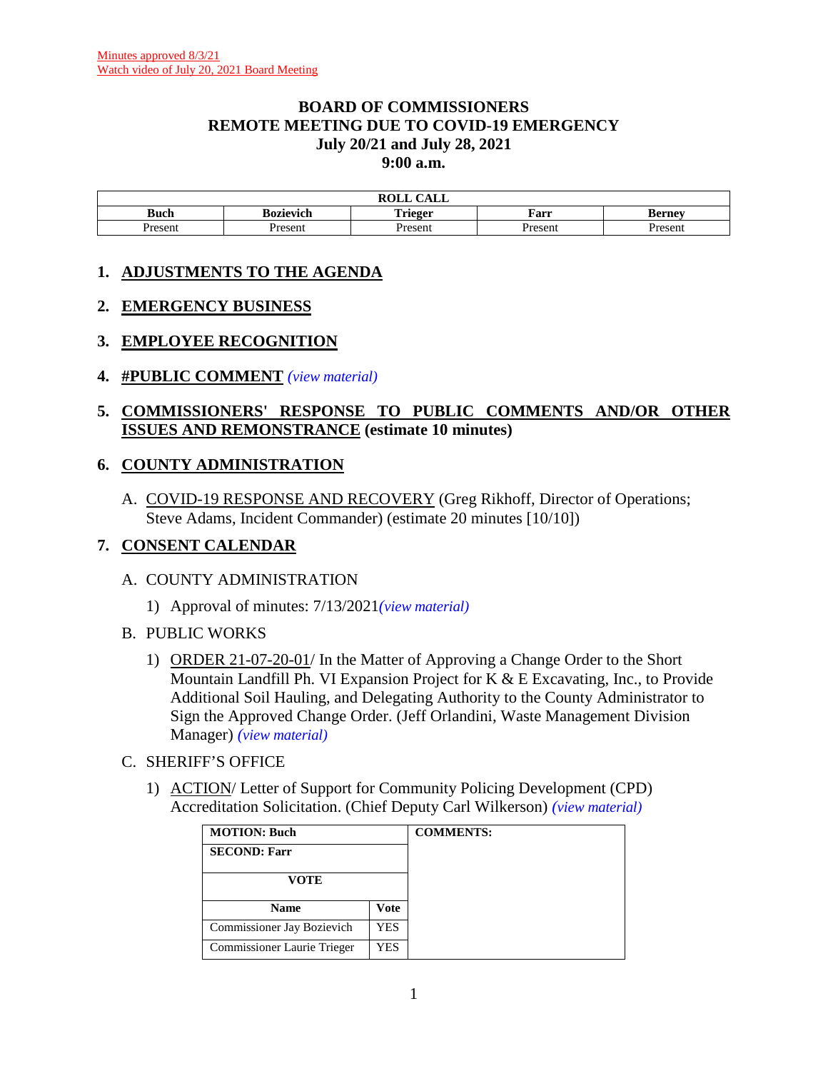Minutes approved 8/3/21
Watch video of July 20, 2021 Board Meeting

# BOARD OF COMMISSIONERS
# REMOTE MEETING DUE TO COVID-19 EMERGENCY
# July 20/21 and July 28, 2021
# 9:00 a.m.

| ROLL CALL | | | | |
|---|---|---|---|---|
| **Buch** | **Bozievich** | **Trieger** | **Farr** | **Berney** |
| Present | Present | Present | Present | Present |

## 1. ADJUSTMENTS TO THE AGENDA

## 2. EMERGENCY BUSINESS

## 3. EMPLOYEE RECOGNITION

## 4. #PUBLIC COMMENT *(view material)*

## 5. COMMISSIONERS' RESPONSE TO PUBLIC COMMENTS AND/OR OTHER ISSUES AND REMONSTRANCE (estimate 10 minutes)

## 6. COUNTY ADMINISTRATION

A. COVID-19 RESPONSE AND RECOVERY (Greg Rikhoff, Director of Operations; Steve Adams, Incident Commander) (estimate 20 minutes [10/10])

## 7. CONSENT CALENDAR

A. COUNTY ADMINISTRATION

1) Approval of minutes: 7/13/2021*(view material)*

B. PUBLIC WORKS

1) ORDER 21-07-20-01/ In the Matter of Approving a Change Order to the Short Mountain Landfill Ph. VI Expansion Project for K & E Excavating, Inc., to Provide Additional Soil Hauling, and Delegating Authority to the County Administrator to Sign the Approved Change Order. (Jeff Orlandini, Waste Management Division Manager) *(view material)*

C. SHERIFF'S OFFICE

1) ACTION/ Letter of Support for Community Policing Development (CPD) Accreditation Solicitation. (Chief Deputy Carl Wilkerson) *(view material)*

| **MOTION: Buch** | | **COMMENTS:** |
|---|---|---|
| **SECOND: Farr** | | |
| **VOTE** | | |
| **Name** | **Vote** | |
| Commissioner Jay Bozievich | YES | |
| Commissioner Laurie Trieger | YES | |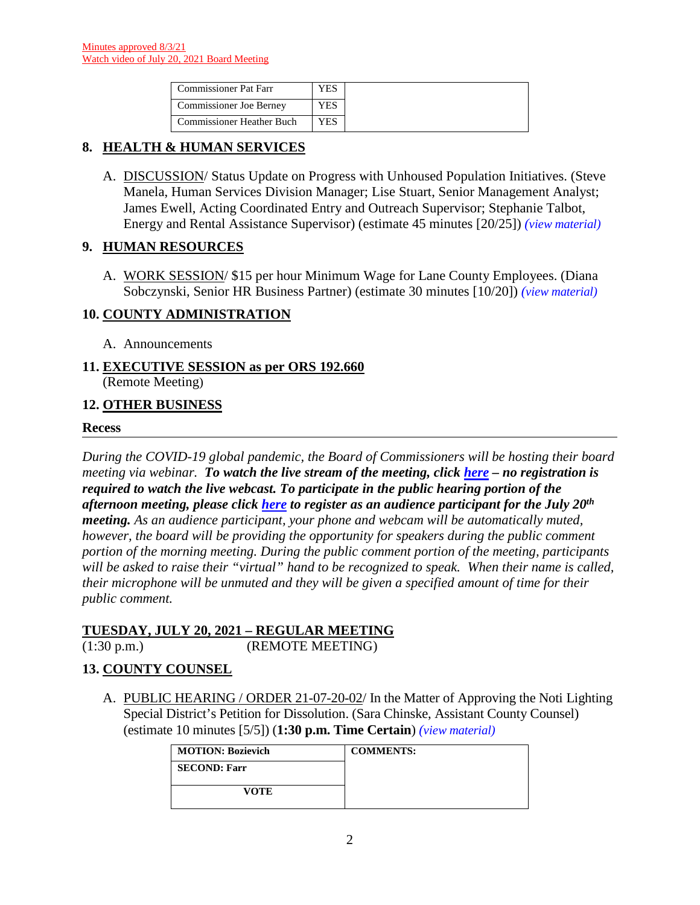Minutes approved 8/3/21
Watch video of July 20, 2021 Board Meeting

| Commissioner Pat Farr | YES | |
|---|---|---|
| Commissioner Joe Berney | YES | |
| Commissioner Heather Buch | YES | |

## 8. HEALTH & HUMAN SERVICES

A. DISCUSSION/ Status Update on Progress with Unhoused Population Initiatives. (Steve Manela, Human Services Division Manager; Lise Stuart, Senior Management Analyst; James Ewell, Acting Coordinated Entry and Outreach Supervisor; Stephanie Talbot, Energy and Rental Assistance Supervisor) (estimate 45 minutes [20/25]) *(view material)*

## 9. HUMAN RESOURCES

A. WORK SESSION/ $15 per hour Minimum Wage for Lane County Employees. (Diana Sobczynski, Senior HR Business Partner) (estimate 30 minutes [10/20]) *(view material)*

## 10. COUNTY ADMINISTRATION

A. Announcements

## 11. EXECUTIVE SESSION as per ORS 192.660

(Remote Meeting)

## 12. OTHER BUSINESS

**Recess**

*During the COVID-19 global pandemic, the Board of Commissioners will be hosting their board meeting via webinar.* ***To watch the live stream of the meeting, click here – no registration is required to watch the live webcast. To participate in the public hearing portion of the afternoon meeting, please click here to register as an audience participant for the July 20th meeting.*** *As an audience participant, your phone and webcam will be automatically muted, however, the board will be providing the opportunity for speakers during the public comment portion of the morning meeting. During the public comment portion of the meeting, participants will be asked to raise their "virtual" hand to be recognized to speak. When their name is called, their microphone will be unmuted and they will be given a specified amount of time for their public comment.*

## TUESDAY, JULY 20, 2021 – REGULAR MEETING

(1:30 p.m.) (REMOTE MEETING)

## 13. COUNTY COUNSEL

A. PUBLIC HEARING / ORDER 21-07-20-02/ In the Matter of Approving the Noti Lighting Special District's Petition for Dissolution. (Sara Chinske, Assistant County Counsel) (estimate 10 minutes [5/5]) (**1:30 p.m. Time Certain**) *(view material)*

| MOTION: Bozievich | COMMENTS: |
|---|---|
| SECOND: Farr | |
| VOTE | |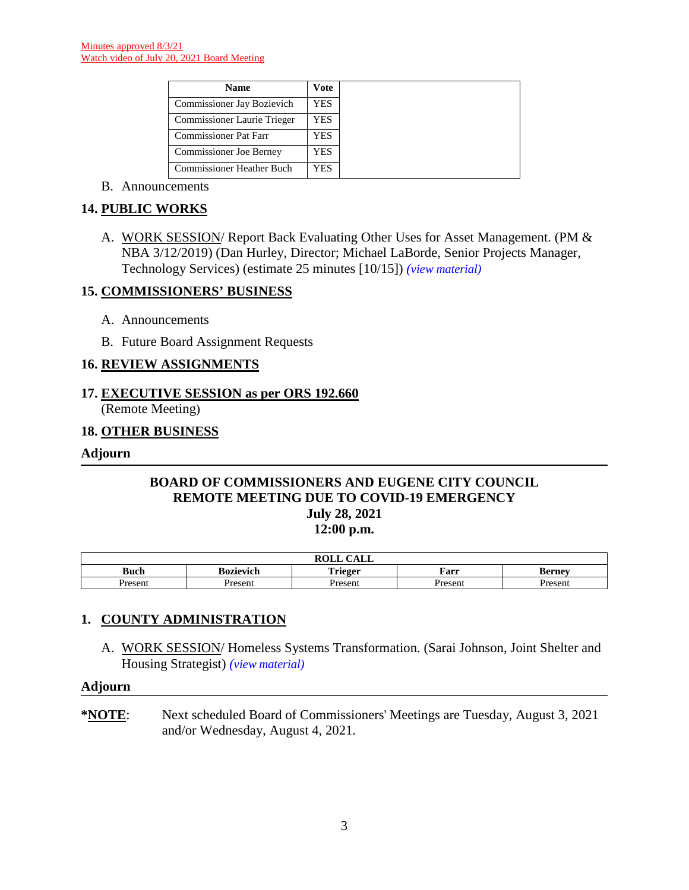Minutes approved 8/3/21
Watch video of July 20, 2021 Board Meeting

| Name | Vote | |
|---|---|---|
| Commissioner Jay Bozievich | YES | |
| Commissioner Laurie Trieger | YES | |
| Commissioner Pat Farr | YES | |
| Commissioner Joe Berney | YES | |
| Commissioner Heather Buch | YES | |

B. Announcements

## 14. PUBLIC WORKS

A. WORK SESSION/ Report Back Evaluating Other Uses for Asset Management. (PM & NBA 3/12/2019) (Dan Hurley, Director; Michael LaBorde, Senior Projects Manager, Technology Services) (estimate 25 minutes [10/15]) *(view material)*

## 15. COMMISSIONERS' BUSINESS

A. Announcements

B. Future Board Assignment Requests

## 16. REVIEW ASSIGNMENTS

## 17. EXECUTIVE SESSION as per ORS 192.660
(Remote Meeting)

## 18. OTHER BUSINESS

### Adjourn

---

**BOARD OF COMMISSIONERS AND EUGENE CITY COUNCIL**
**REMOTE MEETING DUE TO COVID-19 EMERGENCY**
**July 28, 2021**
**12:00 p.m.**

| ROLL CALL | | | | |
|---|---|---|---|---|
| **Buch** | **Bozievich** | **Trieger** | **Farr** | **Berney** |
| Present | Present | Present | Present | Present |

## 1. COUNTY ADMINISTRATION

A. WORK SESSION/ Homeless Systems Transformation. (Sarai Johnson, Joint Shelter and Housing Strategist) *(view material)*

### Adjourn

---

***NOTE**: Next scheduled Board of Commissioners' Meetings are Tuesday, August 3, 2021 and/or Wednesday, August 4, 2021.